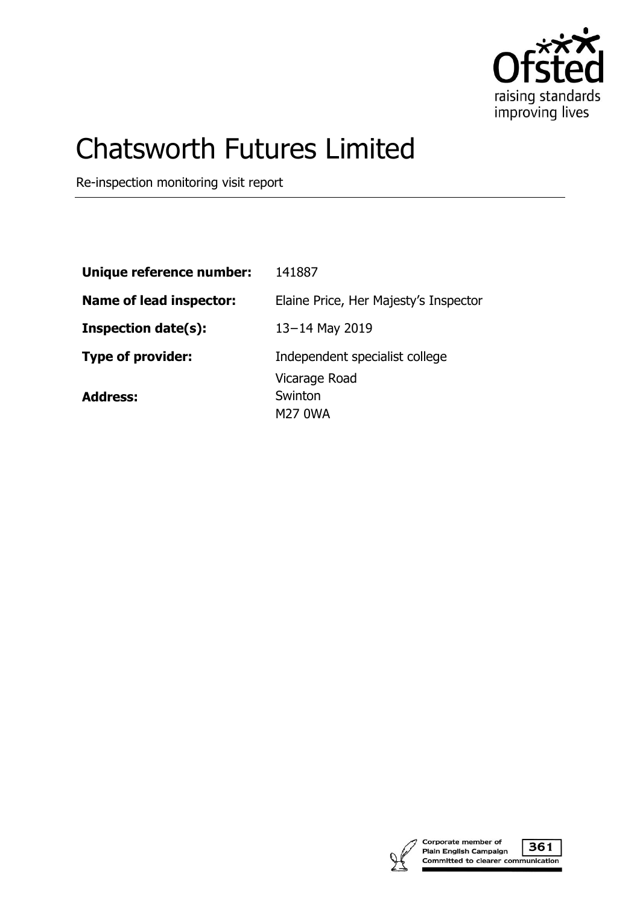# Chatsworth Futures Limited

Re-inspection monitoring visit report

| | |
|---|---|
| **Unique reference number:** | 141887 |
| **Name of lead inspector:** | Elaine Price, Her Majesty's Inspector |
| **Inspection date(s):** | 13–14 May 2019 |
| **Type of provider:** | Independent specialist college |
| **Address:** | Vicarage Road<br>Swinton<br>M27 0WA |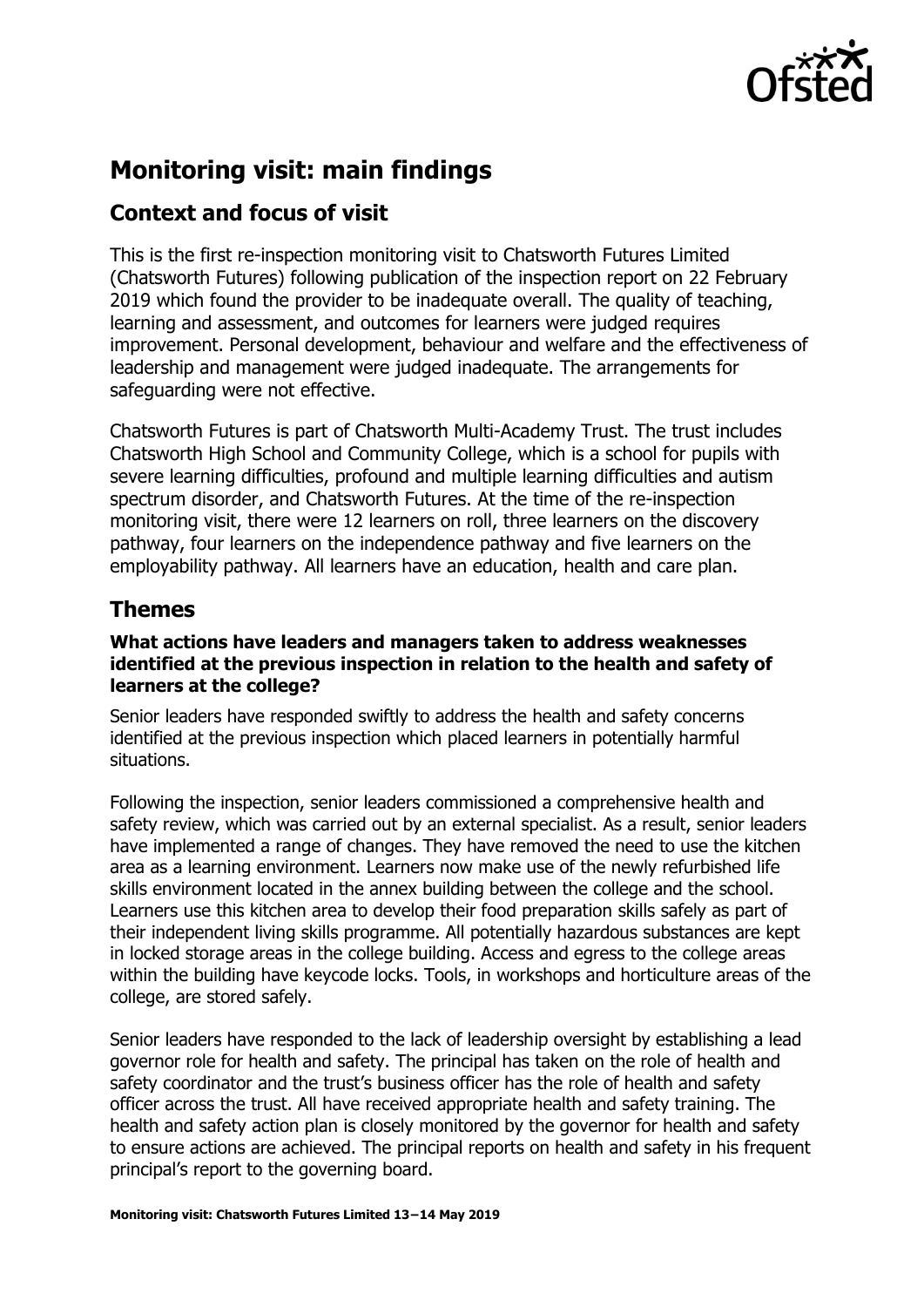# Monitoring visit: main findings

## Context and focus of visit

This is the first re-inspection monitoring visit to Chatsworth Futures Limited (Chatsworth Futures) following publication of the inspection report on 22 February 2019 which found the provider to be inadequate overall. The quality of teaching, learning and assessment, and outcomes for learners were judged requires improvement. Personal development, behaviour and welfare and the effectiveness of leadership and management were judged inadequate. The arrangements for safeguarding were not effective.

Chatsworth Futures is part of Chatsworth Multi-Academy Trust. The trust includes Chatsworth High School and Community College, which is a school for pupils with severe learning difficulties, profound and multiple learning difficulties and autism spectrum disorder, and Chatsworth Futures. At the time of the re-inspection monitoring visit, there were 12 learners on roll, three learners on the discovery pathway, four learners on the independence pathway and five learners on the employability pathway. All learners have an education, health and care plan.

## Themes

**What actions have leaders and managers taken to address weaknesses identified at the previous inspection in relation to the health and safety of learners at the college?**

Senior leaders have responded swiftly to address the health and safety concerns identified at the previous inspection which placed learners in potentially harmful situations.

Following the inspection, senior leaders commissioned a comprehensive health and safety review, which was carried out by an external specialist. As a result, senior leaders have implemented a range of changes. They have removed the need to use the kitchen area as a learning environment. Learners now make use of the newly refurbished life skills environment located in the annex building between the college and the school. Learners use this kitchen area to develop their food preparation skills safely as part of their independent living skills programme. All potentially hazardous substances are kept in locked storage areas in the college building. Access and egress to the college areas within the building have keycode locks. Tools, in workshops and horticulture areas of the college, are stored safely.

Senior leaders have responded to the lack of leadership oversight by establishing a lead governor role for health and safety. The principal has taken on the role of health and safety coordinator and the trust's business officer has the role of health and safety officer across the trust. All have received appropriate health and safety training. The health and safety action plan is closely monitored by the governor for health and safety to ensure actions are achieved. The principal reports on health and safety in his frequent principal's report to the governing board.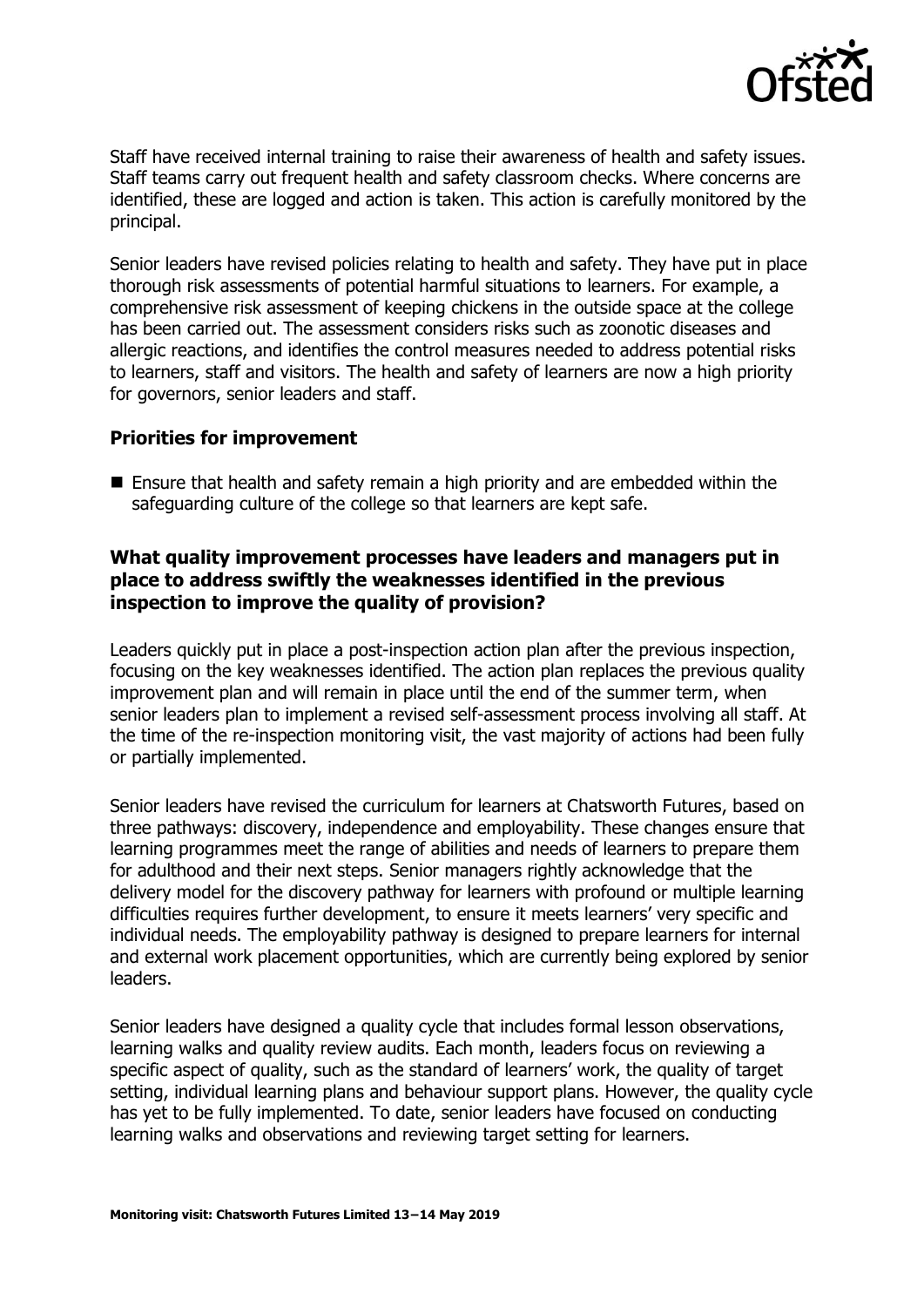Staff have received internal training to raise their awareness of health and safety issues. Staff teams carry out frequent health and safety classroom checks. Where concerns are identified, these are logged and action is taken. This action is carefully monitored by the principal.

Senior leaders have revised policies relating to health and safety. They have put in place thorough risk assessments of potential harmful situations to learners. For example, a comprehensive risk assessment of keeping chickens in the outside space at the college has been carried out. The assessment considers risks such as zoonotic diseases and allergic reactions, and identifies the control measures needed to address potential risks to learners, staff and visitors. The health and safety of learners are now a high priority for governors, senior leaders and staff.

### Priorities for improvement

- Ensure that health and safety remain a high priority and are embedded within the safeguarding culture of the college so that learners are kept safe.

### What quality improvement processes have leaders and managers put in place to address swiftly the weaknesses identified in the previous inspection to improve the quality of provision?

Leaders quickly put in place a post-inspection action plan after the previous inspection, focusing on the key weaknesses identified. The action plan replaces the previous quality improvement plan and will remain in place until the end of the summer term, when senior leaders plan to implement a revised self-assessment process involving all staff. At the time of the re-inspection monitoring visit, the vast majority of actions had been fully or partially implemented.

Senior leaders have revised the curriculum for learners at Chatsworth Futures, based on three pathways: discovery, independence and employability. These changes ensure that learning programmes meet the range of abilities and needs of learners to prepare them for adulthood and their next steps. Senior managers rightly acknowledge that the delivery model for the discovery pathway for learners with profound or multiple learning difficulties requires further development, to ensure it meets learners' very specific and individual needs. The employability pathway is designed to prepare learners for internal and external work placement opportunities, which are currently being explored by senior leaders.

Senior leaders have designed a quality cycle that includes formal lesson observations, learning walks and quality review audits. Each month, leaders focus on reviewing a specific aspect of quality, such as the standard of learners' work, the quality of target setting, individual learning plans and behaviour support plans. However, the quality cycle has yet to be fully implemented. To date, senior leaders have focused on conducting learning walks and observations and reviewing target setting for learners.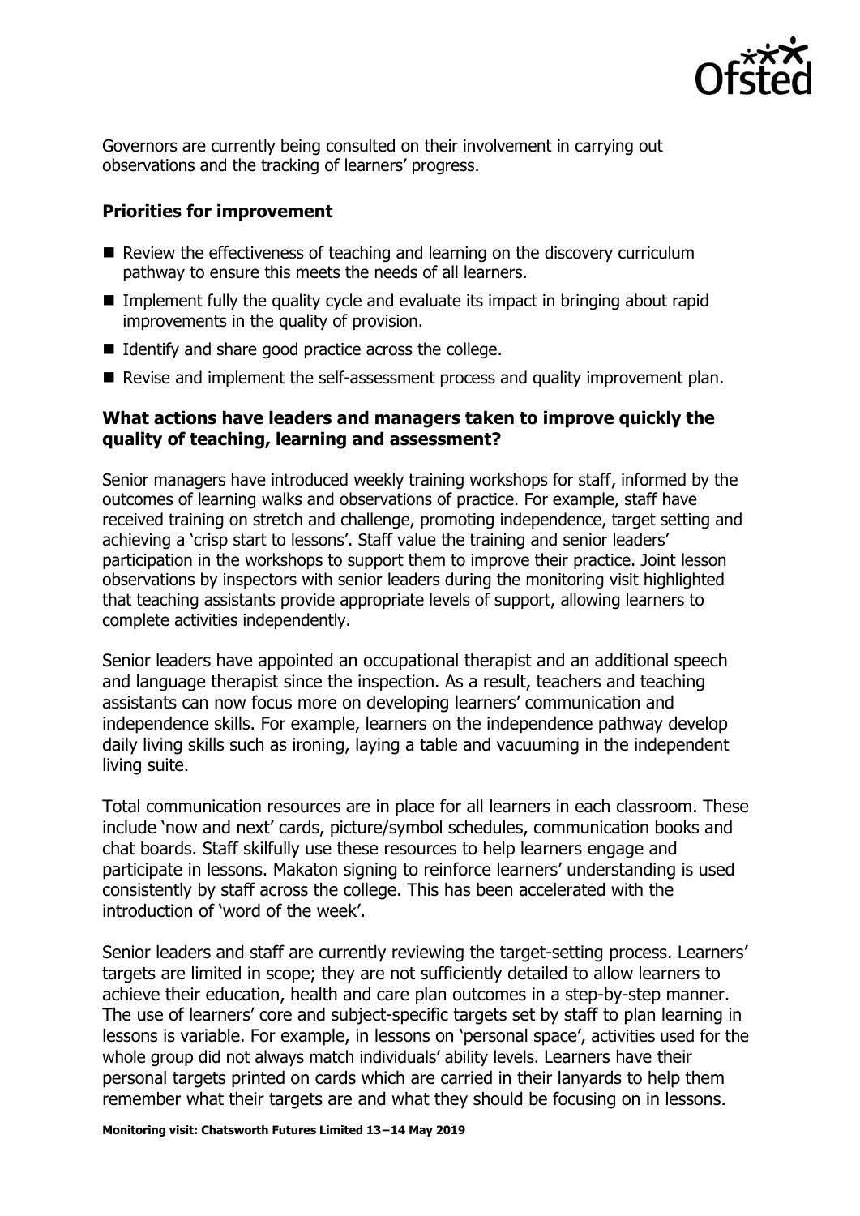Governors are currently being consulted on their involvement in carrying out observations and the tracking of learners' progress.

### Priorities for improvement

- Review the effectiveness of teaching and learning on the discovery curriculum pathway to ensure this meets the needs of all learners.
- Implement fully the quality cycle and evaluate its impact in bringing about rapid improvements in the quality of provision.
- Identify and share good practice across the college.
- Revise and implement the self-assessment process and quality improvement plan.

### What actions have leaders and managers taken to improve quickly the quality of teaching, learning and assessment?

Senior managers have introduced weekly training workshops for staff, informed by the outcomes of learning walks and observations of practice. For example, staff have received training on stretch and challenge, promoting independence, target setting and achieving a 'crisp start to lessons'. Staff value the training and senior leaders' participation in the workshops to support them to improve their practice. Joint lesson observations by inspectors with senior leaders during the monitoring visit highlighted that teaching assistants provide appropriate levels of support, allowing learners to complete activities independently.

Senior leaders have appointed an occupational therapist and an additional speech and language therapist since the inspection. As a result, teachers and teaching assistants can now focus more on developing learners' communication and independence skills. For example, learners on the independence pathway develop daily living skills such as ironing, laying a table and vacuuming in the independent living suite.

Total communication resources are in place for all learners in each classroom. These include 'now and next' cards, picture/symbol schedules, communication books and chat boards. Staff skilfully use these resources to help learners engage and participate in lessons. Makaton signing to reinforce learners' understanding is used consistently by staff across the college. This has been accelerated with the introduction of 'word of the week'.

Senior leaders and staff are currently reviewing the target-setting process. Learners' targets are limited in scope; they are not sufficiently detailed to allow learners to achieve their education, health and care plan outcomes in a step-by-step manner. The use of learners' core and subject-specific targets set by staff to plan learning in lessons is variable. For example, in lessons on 'personal space', activities used for the whole group did not always match individuals' ability levels. Learners have their personal targets printed on cards which are carried in their lanyards to help them remember what their targets are and what they should be focusing on in lessons.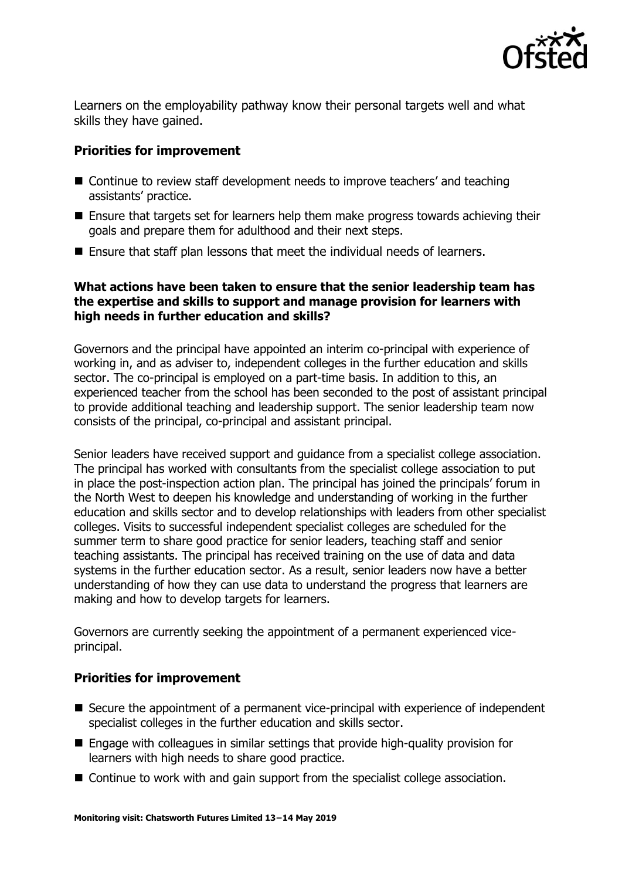Learners on the employability pathway know their personal targets well and what skills they have gained.

### Priorities for improvement

- Continue to review staff development needs to improve teachers' and teaching assistants' practice.
- Ensure that targets set for learners help them make progress towards achieving their goals and prepare them for adulthood and their next steps.
- Ensure that staff plan lessons that meet the individual needs of learners.

### What actions have been taken to ensure that the senior leadership team has the expertise and skills to support and manage provision for learners with high needs in further education and skills?

Governors and the principal have appointed an interim co-principal with experience of working in, and as adviser to, independent colleges in the further education and skills sector. The co-principal is employed on a part-time basis. In addition to this, an experienced teacher from the school has been seconded to the post of assistant principal to provide additional teaching and leadership support. The senior leadership team now consists of the principal, co-principal and assistant principal.

Senior leaders have received support and guidance from a specialist college association. The principal has worked with consultants from the specialist college association to put in place the post-inspection action plan. The principal has joined the principals' forum in the North West to deepen his knowledge and understanding of working in the further education and skills sector and to develop relationships with leaders from other specialist colleges. Visits to successful independent specialist colleges are scheduled for the summer term to share good practice for senior leaders, teaching staff and senior teaching assistants. The principal has received training on the use of data and data systems in the further education sector. As a result, senior leaders now have a better understanding of how they can use data to understand the progress that learners are making and how to develop targets for learners.

Governors are currently seeking the appointment of a permanent experienced vice-principal.

### Priorities for improvement

- Secure the appointment of a permanent vice-principal with experience of independent specialist colleges in the further education and skills sector.
- Engage with colleagues in similar settings that provide high-quality provision for learners with high needs to share good practice.
- Continue to work with and gain support from the specialist college association.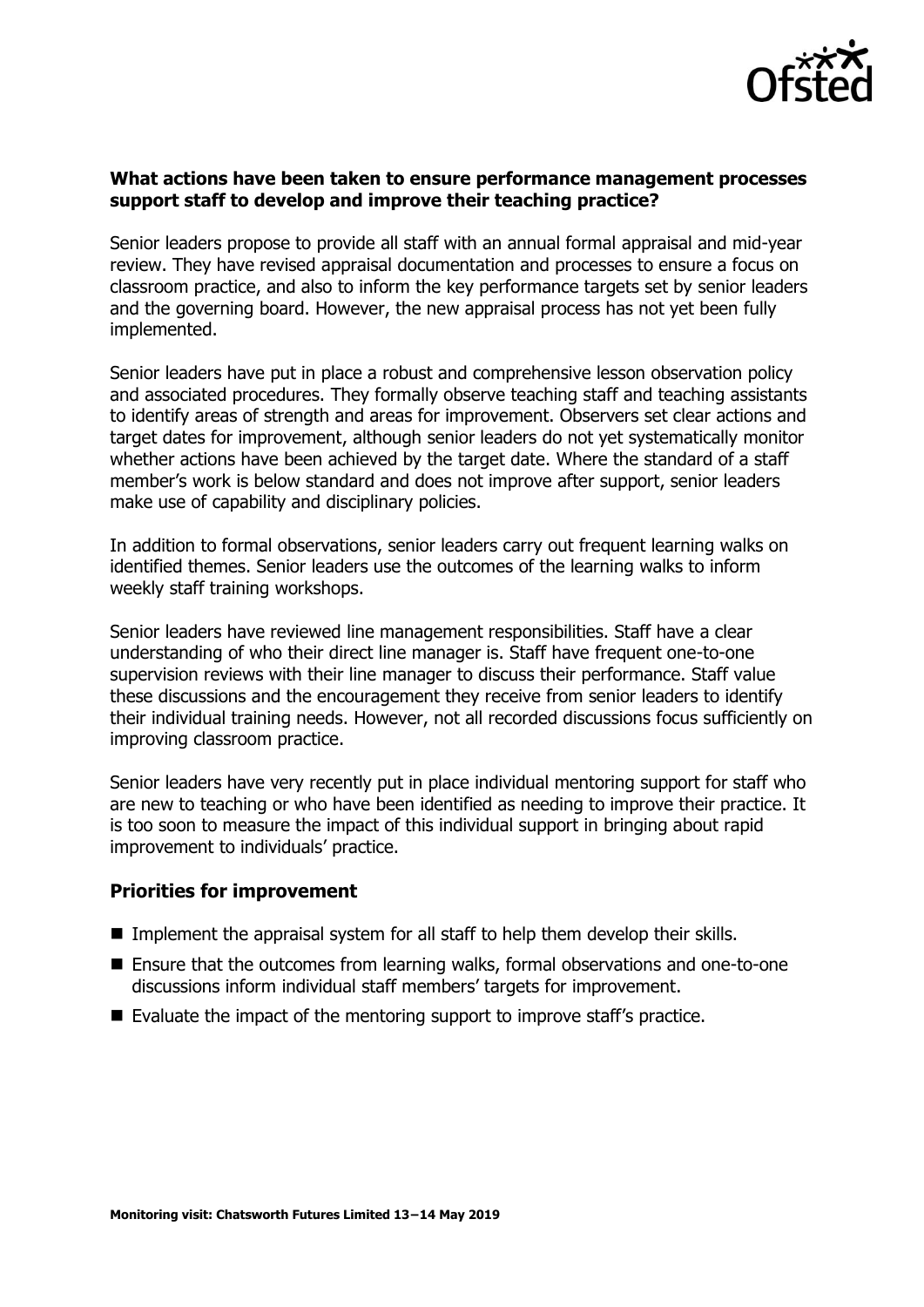**What actions have been taken to ensure performance management processes support staff to develop and improve their teaching practice?**

Senior leaders propose to provide all staff with an annual formal appraisal and mid-year review. They have revised appraisal documentation and processes to ensure a focus on classroom practice, and also to inform the key performance targets set by senior leaders and the governing board. However, the new appraisal process has not yet been fully implemented.

Senior leaders have put in place a robust and comprehensive lesson observation policy and associated procedures. They formally observe teaching staff and teaching assistants to identify areas of strength and areas for improvement. Observers set clear actions and target dates for improvement, although senior leaders do not yet systematically monitor whether actions have been achieved by the target date. Where the standard of a staff member's work is below standard and does not improve after support, senior leaders make use of capability and disciplinary policies.

In addition to formal observations, senior leaders carry out frequent learning walks on identified themes. Senior leaders use the outcomes of the learning walks to inform weekly staff training workshops.

Senior leaders have reviewed line management responsibilities. Staff have a clear understanding of who their direct line manager is. Staff have frequent one-to-one supervision reviews with their line manager to discuss their performance. Staff value these discussions and the encouragement they receive from senior leaders to identify their individual training needs. However, not all recorded discussions focus sufficiently on improving classroom practice.

Senior leaders have very recently put in place individual mentoring support for staff who are new to teaching or who have been identified as needing to improve their practice. It is too soon to measure the impact of this individual support in bringing about rapid improvement to individuals' practice.

## Priorities for improvement

- Implement the appraisal system for all staff to help them develop their skills.
- Ensure that the outcomes from learning walks, formal observations and one-to-one discussions inform individual staff members' targets for improvement.
- Evaluate the impact of the mentoring support to improve staff's practice.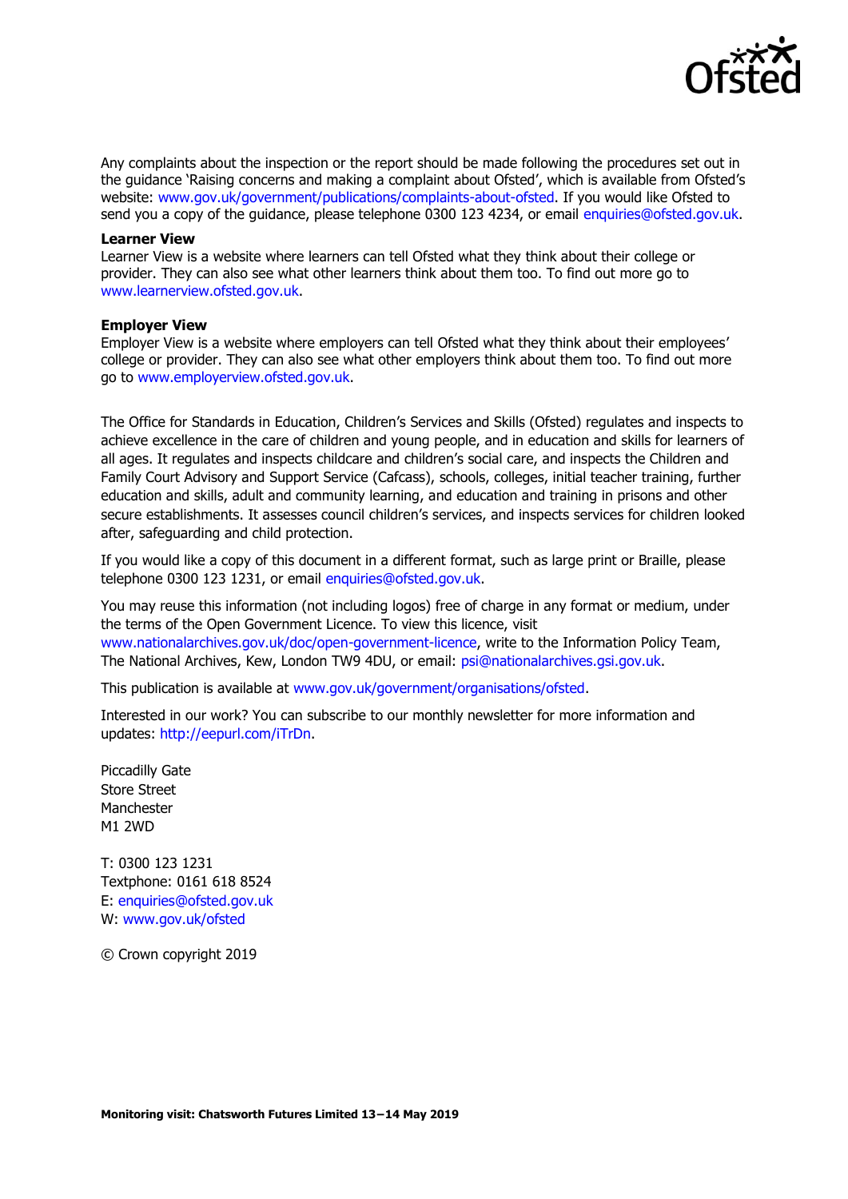Any complaints about the inspection or the report should be made following the procedures set out in the guidance 'Raising concerns and making a complaint about Ofsted', which is available from Ofsted's website: www.gov.uk/government/publications/complaints-about-ofsted. If you would like Ofsted to send you a copy of the guidance, please telephone 0300 123 4234, or email enquiries@ofsted.gov.uk.

**Learner View**
Learner View is a website where learners can tell Ofsted what they think about their college or provider. They can also see what other learners think about them too. To find out more go to www.learnerview.ofsted.gov.uk.

**Employer View**
Employer View is a website where employers can tell Ofsted what they think about their employees' college or provider. They can also see what other employers think about them too. To find out more go to www.employerview.ofsted.gov.uk.

The Office for Standards in Education, Children's Services and Skills (Ofsted) regulates and inspects to achieve excellence in the care of children and young people, and in education and skills for learners of all ages. It regulates and inspects childcare and children's social care, and inspects the Children and Family Court Advisory and Support Service (Cafcass), schools, colleges, initial teacher training, further education and skills, adult and community learning, and education and training in prisons and other secure establishments. It assesses council children's services, and inspects services for children looked after, safeguarding and child protection.

If you would like a copy of this document in a different format, such as large print or Braille, please telephone 0300 123 1231, or email enquiries@ofsted.gov.uk.

You may reuse this information (not including logos) free of charge in any format or medium, under the terms of the Open Government Licence. To view this licence, visit www.nationalarchives.gov.uk/doc/open-government-licence, write to the Information Policy Team, The National Archives, Kew, London TW9 4DU, or email: psi@nationalarchives.gsi.gov.uk.

This publication is available at www.gov.uk/government/organisations/ofsted.

Interested in our work? You can subscribe to our monthly newsletter for more information and updates: http://eepurl.com/iTrDn.

Piccadilly Gate
Store Street
Manchester
M1 2WD

T: 0300 123 1231
Textphone: 0161 618 8524
E: enquiries@ofsted.gov.uk
W: www.gov.uk/ofsted

© Crown copyright 2019